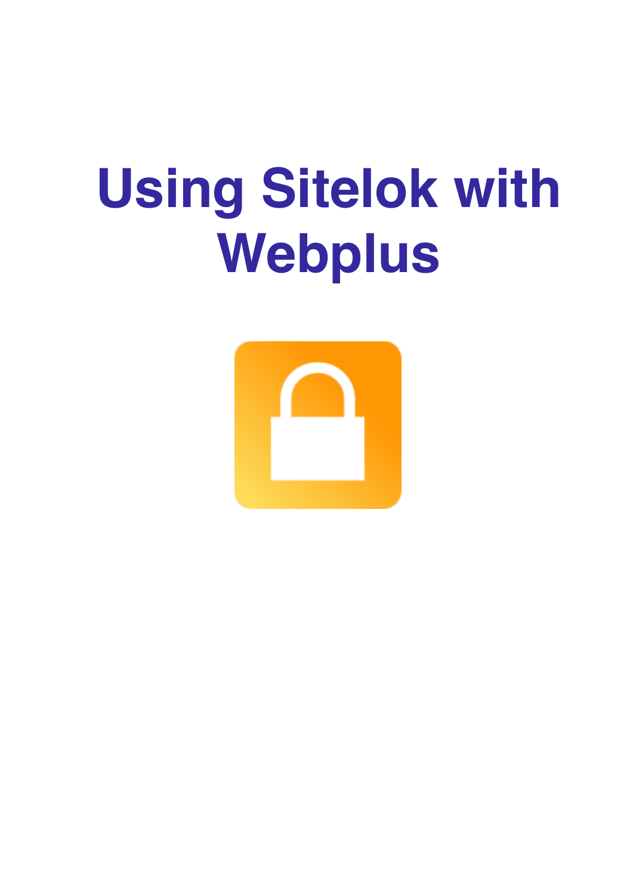# Using Sitelok with Webplus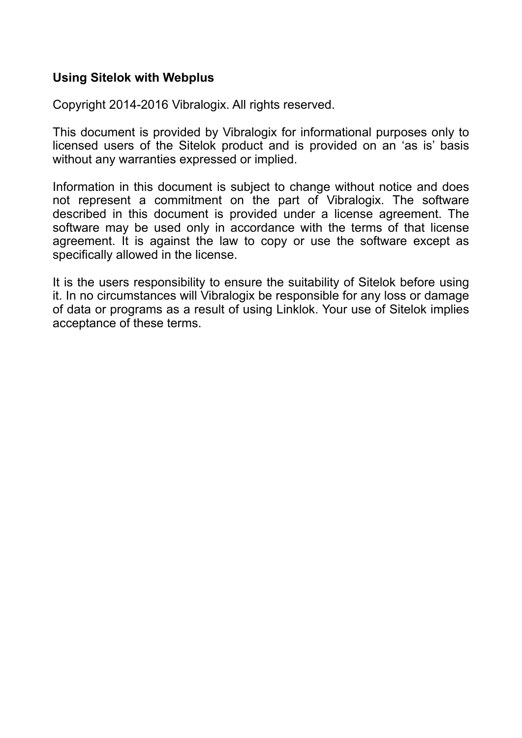**Using Sitelok with Webplus**

Copyright 2014-2016 Vibralogix. All rights reserved.

This document is provided by Vibralogix for informational purposes only to licensed users of the Sitelok product and is provided on an ‘as is’ basis without any warranties expressed or implied.

Information in this document is subject to change without notice and does not represent a commitment on the part of Vibralogix. The software described in this document is provided under a license agreement. The software may be used only in accordance with the terms of that license agreement. It is against the law to copy or use the software except as specifically allowed in the license.

It is the users responsibility to ensure the suitability of Sitelok before using it. In no circumstances will Vibralogix be responsible for any loss or damage of data or programs as a result of using Linklok. Your use of Sitelok implies acceptance of these terms.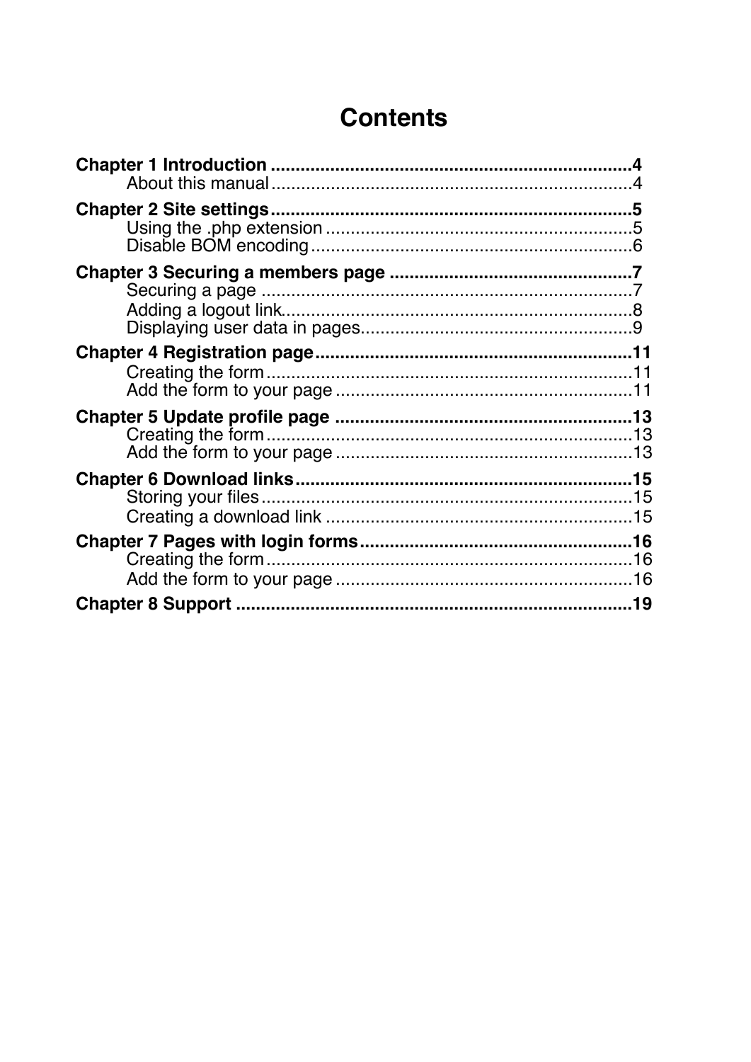# Contents

**Chapter 1 Introduction** .......................................................................... **4**
- About this manual .......................................................................... 4

**Chapter 2 Site settings** .......................................................................... **5**
- Using the .php extension .......................................................................... 5
- Disable BOM encoding .......................................................................... 6

**Chapter 3 Securing a members page** .......................................................................... **7**
- Securing a page .......................................................................... 7
- Adding a logout link .......................................................................... 8
- Displaying user data in pages .......................................................................... 9

**Chapter 4 Registration page** .......................................................................... **11**
- Creating the form .......................................................................... 11
- Add the form to your page .......................................................................... 11

**Chapter 5 Update profile page** .......................................................................... **13**
- Creating the form .......................................................................... 13
- Add the form to your page .......................................................................... 13

**Chapter 6 Download links** .......................................................................... **15**
- Storing your files .......................................................................... 15
- Creating a download link .......................................................................... 15

**Chapter 7 Pages with login forms** .......................................................................... **16**
- Creating the form .......................................................................... 16
- Add the form to your page .......................................................................... 16

**Chapter 8 Support** .......................................................................... **19**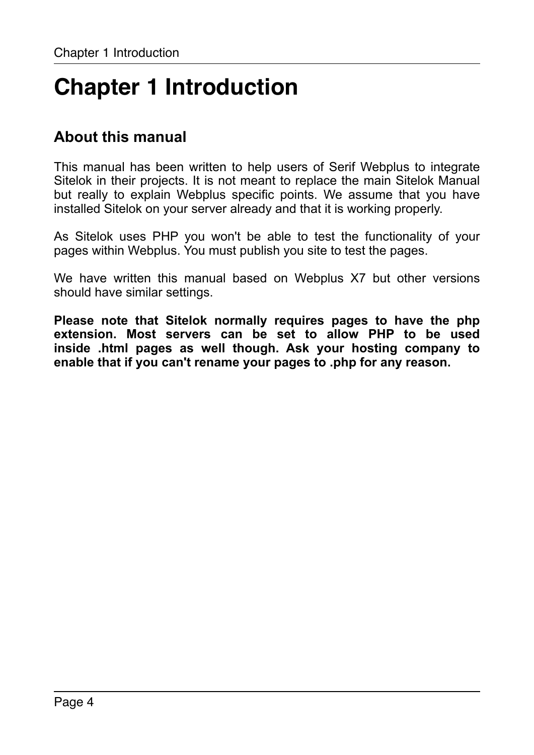# Chapter 1 Introduction

## About this manual

This manual has been written to help users of Serif Webplus to integrate Sitelok in their projects. It is not meant to replace the main Sitelok Manual but really to explain Webplus specific points. We assume that you have installed Sitelok on your server already and that it is working properly.

As Sitelok uses PHP you won't be able to test the functionality of your pages within Webplus. You must publish you site to test the pages.

We have written this manual based on Webplus X7 but other versions should have similar settings.

**Please note that Sitelok normally requires pages to have the php extension. Most servers can be set to allow PHP to be used inside .html pages as well though. Ask your hosting company to enable that if you can't rename your pages to .php for any reason.**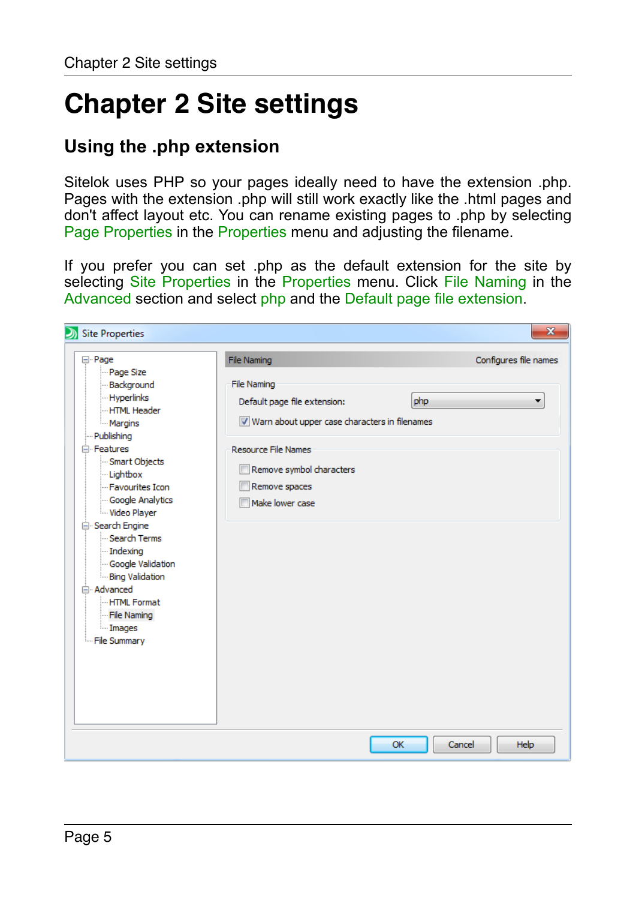# Chapter 2 Site settings

## Using the .php extension

Sitelok uses PHP so your pages ideally need to have the extension .php. Pages with the extension .php will still work exactly like the .html pages and don't affect layout etc. You can rename existing pages to .php by selecting Page Properties in the Properties menu and adjusting the filename.

If you prefer you can set .php as the default extension for the site by selecting Site Properties in the Properties menu. Click File Naming in the Advanced section and select php and the Default page file extension.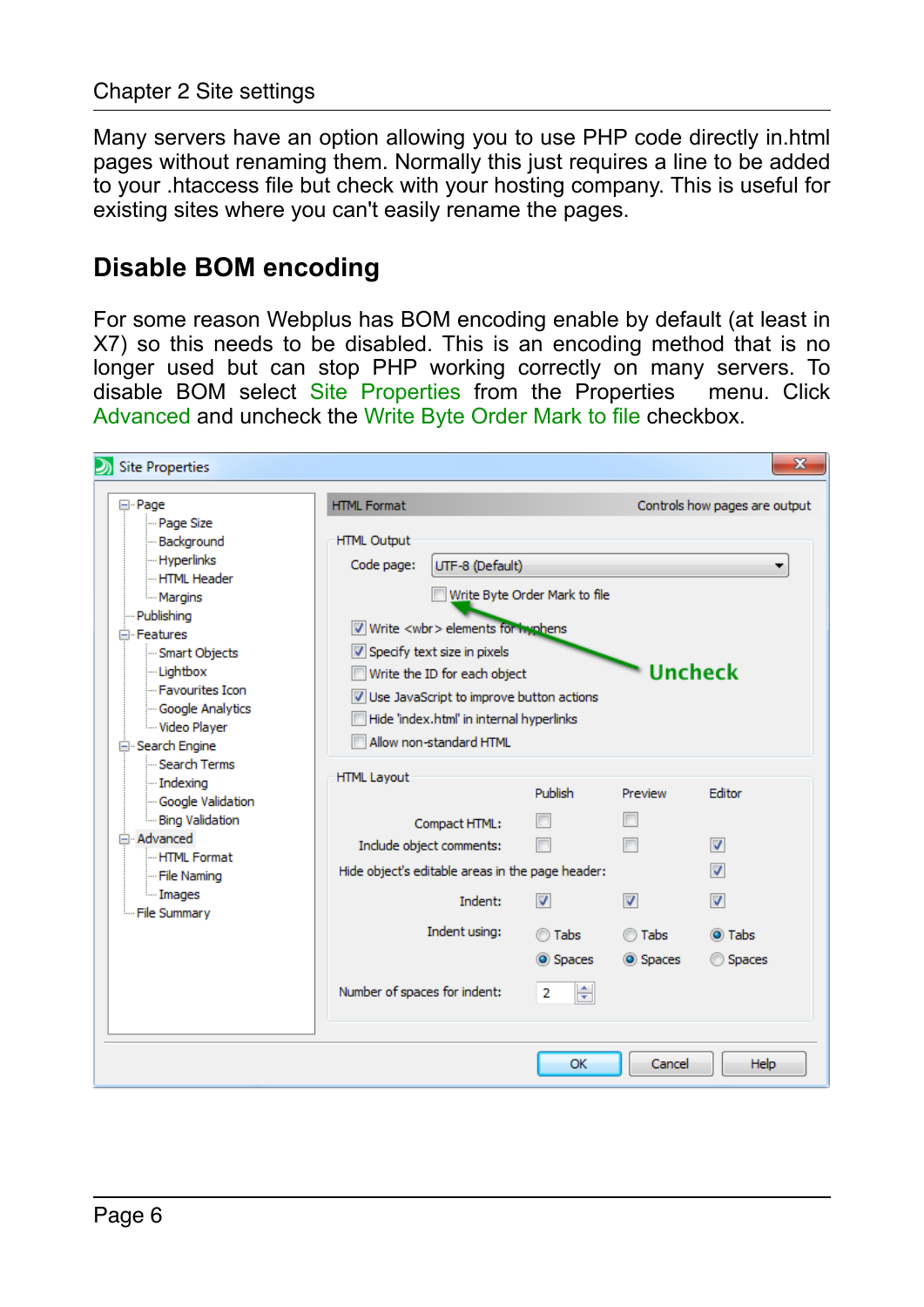Many servers have an option allowing you to use PHP code directly in.html pages without renaming them. Normally this just requires a line to be added to your .htaccess file but check with your hosting company. This is useful for existing sites where you can't easily rename the pages.

## Disable BOM encoding

For some reason Webplus has BOM encoding enable by default (at least in X7) so this needs to be disabled. This is an encoding method that is no longer used but can stop PHP working correctly on many servers. To disable BOM select Site Properties from the Properties menu. Click Advanced and uncheck the Write Byte Order Mark to file checkbox.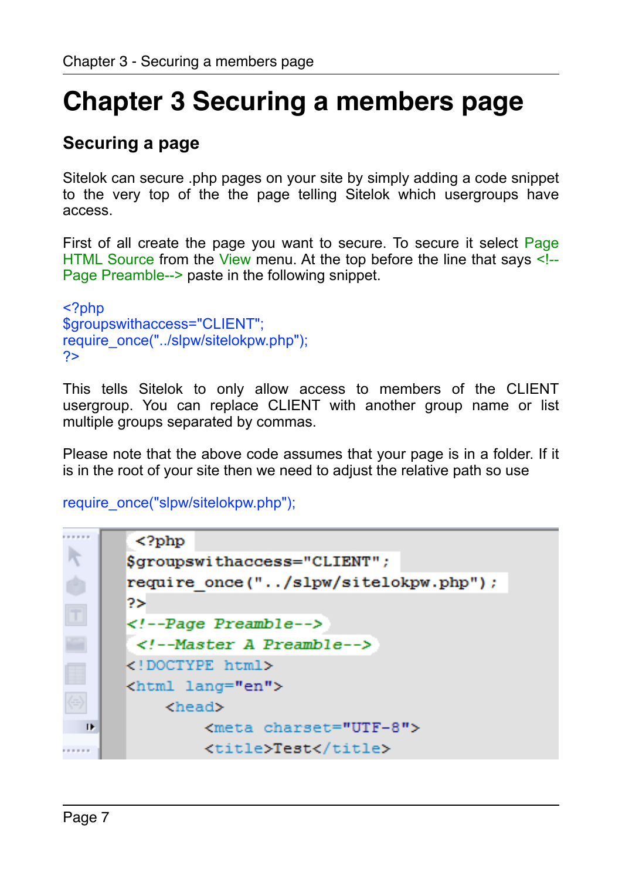# Chapter 3 Securing a members page

## Securing a page

Sitelok can secure .php pages on your site by simply adding a code snippet to the very top of the the page telling Sitelok which usergroups have access.

First of all create the page you want to secure. To secure it select Page HTML Source from the View menu. At the top before the line that says <!--Page Preamble--> paste in the following snippet.

```
<?php
$groupswithaccess="CLIENT";
require_once("../slpw/sitelokpw.php");
?>
```

This tells Sitelok to only allow access to members of the CLIENT usergroup. You can replace CLIENT with another group name or list multiple groups separated by commas.

Please note that the above code assumes that your page is in a folder. If it is in the root of your site then we need to adjust the relative path so use

```
require_once("slpw/sitelokpw.php");
```

```
<?php
$groupswithaccess="CLIENT";
require_once("../slpw/sitelokpw.php");
?>
<!--Page Preamble-->
  <!--Master A Preamble-->
<!DOCTYPE html>
<html lang="en">
    <head>
        <meta charset="UTF-8">
        <title>Test</title>
```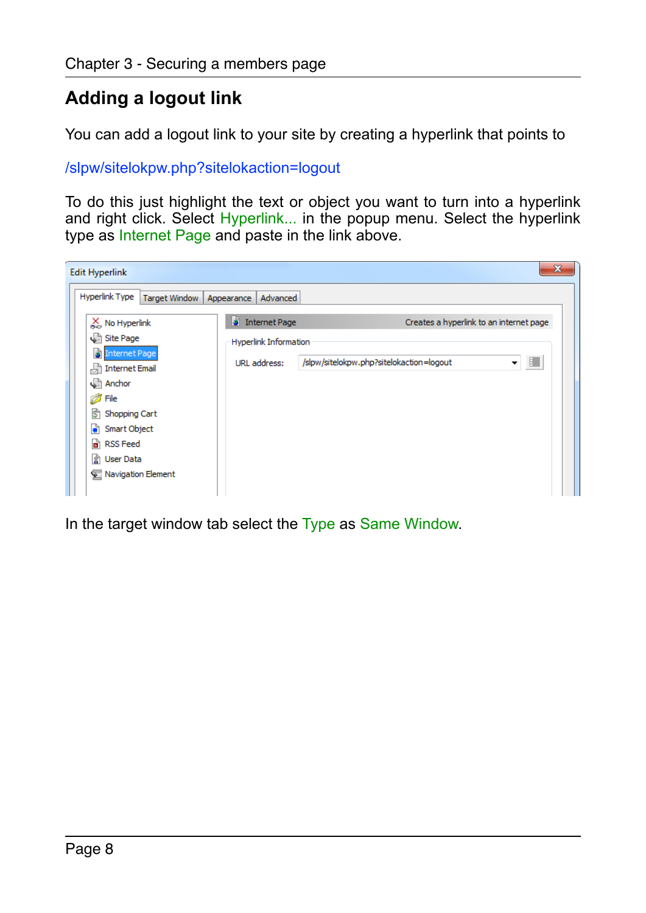## Adding a logout link

You can add a logout link to your site by creating a hyperlink that points to

/slpw/sitelokpw.php?sitelokaction=logout

To do this just highlight the text or object you want to turn into a hyperlink and right click. Select Hyperlink... in the popup menu. Select the hyperlink type as Internet Page and paste in the link above.

In the target window tab select the Type as Same Window.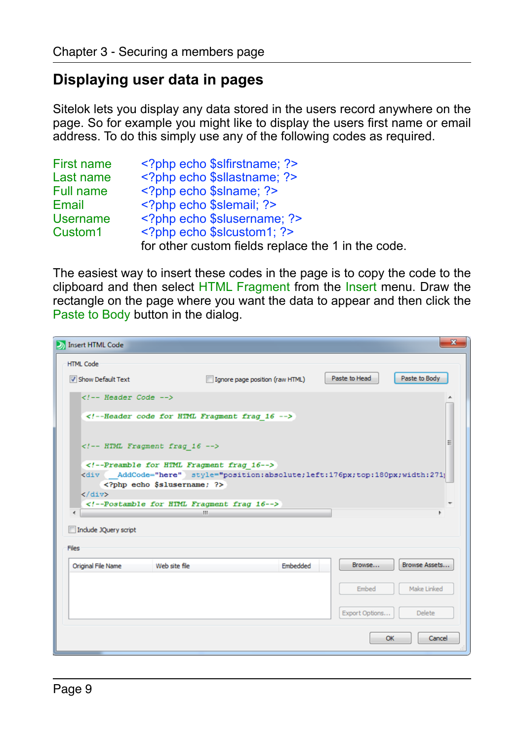## Displaying user data in pages

Sitelok lets you display any data stored in the users record anywhere on the page. So for example you might like to display the users first name or email address. To do this simply use any of the following codes as required.

| | |
|---|---|
| First name | `<?php echo $slfirstname; ?>` |
| Last name | `<?php echo $sllastname; ?>` |
| Full name | `<?php echo $slname; ?>` |
| Email | `<?php echo $slemail; ?>` |
| Username | `<?php echo $slusername; ?>` |
| Custom1 | `<?php echo $slcustom1; ?>` for other custom fields replace the 1 in the code. |

The easiest way to insert these codes in the page is to copy the code to the clipboard and then select HTML Fragment from the Insert menu. Draw the rectangle on the page where you want the data to appear and then click the Paste to Body button in the dialog.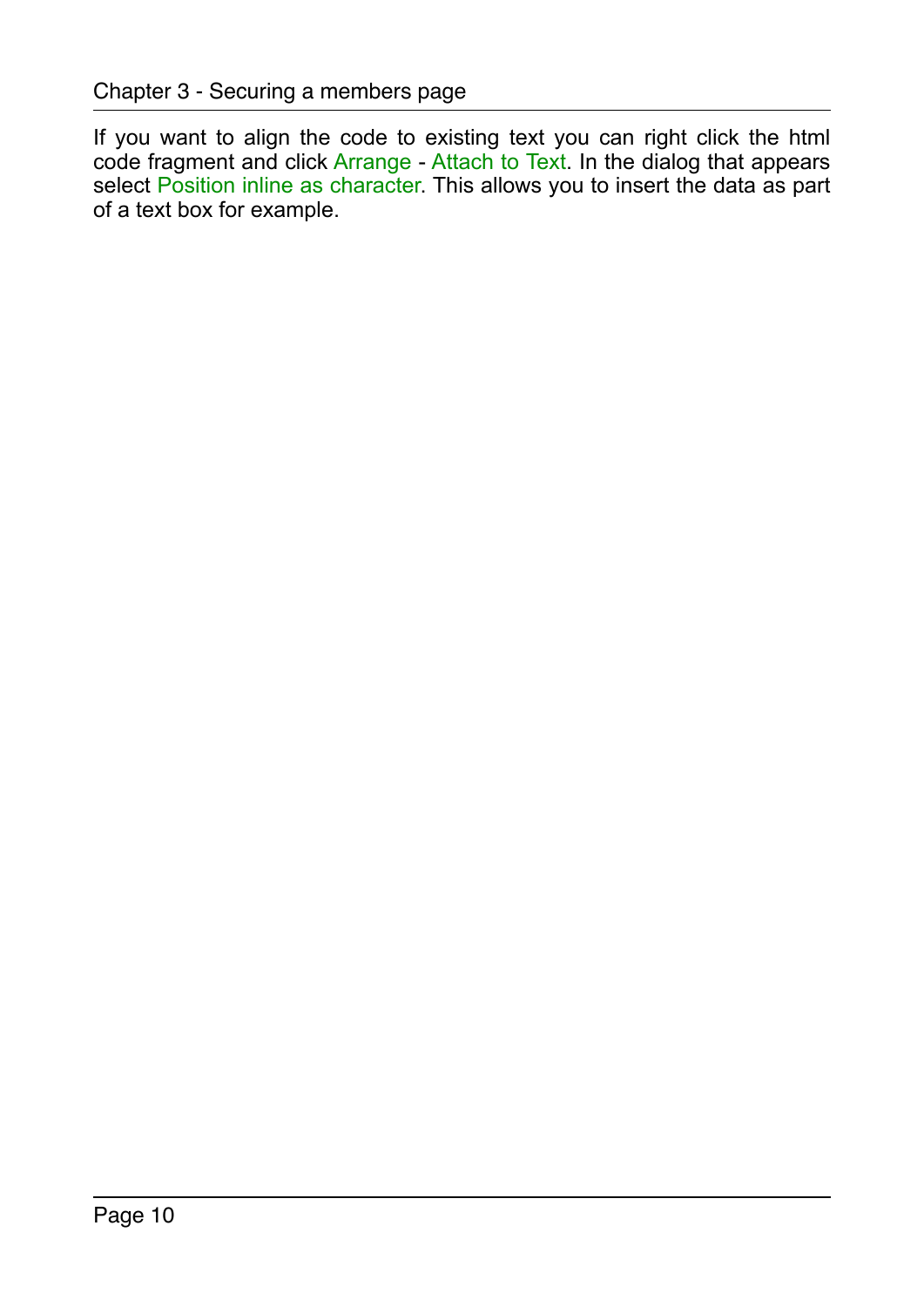If you want to align the code to existing text you can right click the html code fragment and click Arrange - Attach to Text. In the dialog that appears select Position inline as character. This allows you to insert the data as part of a text box for example.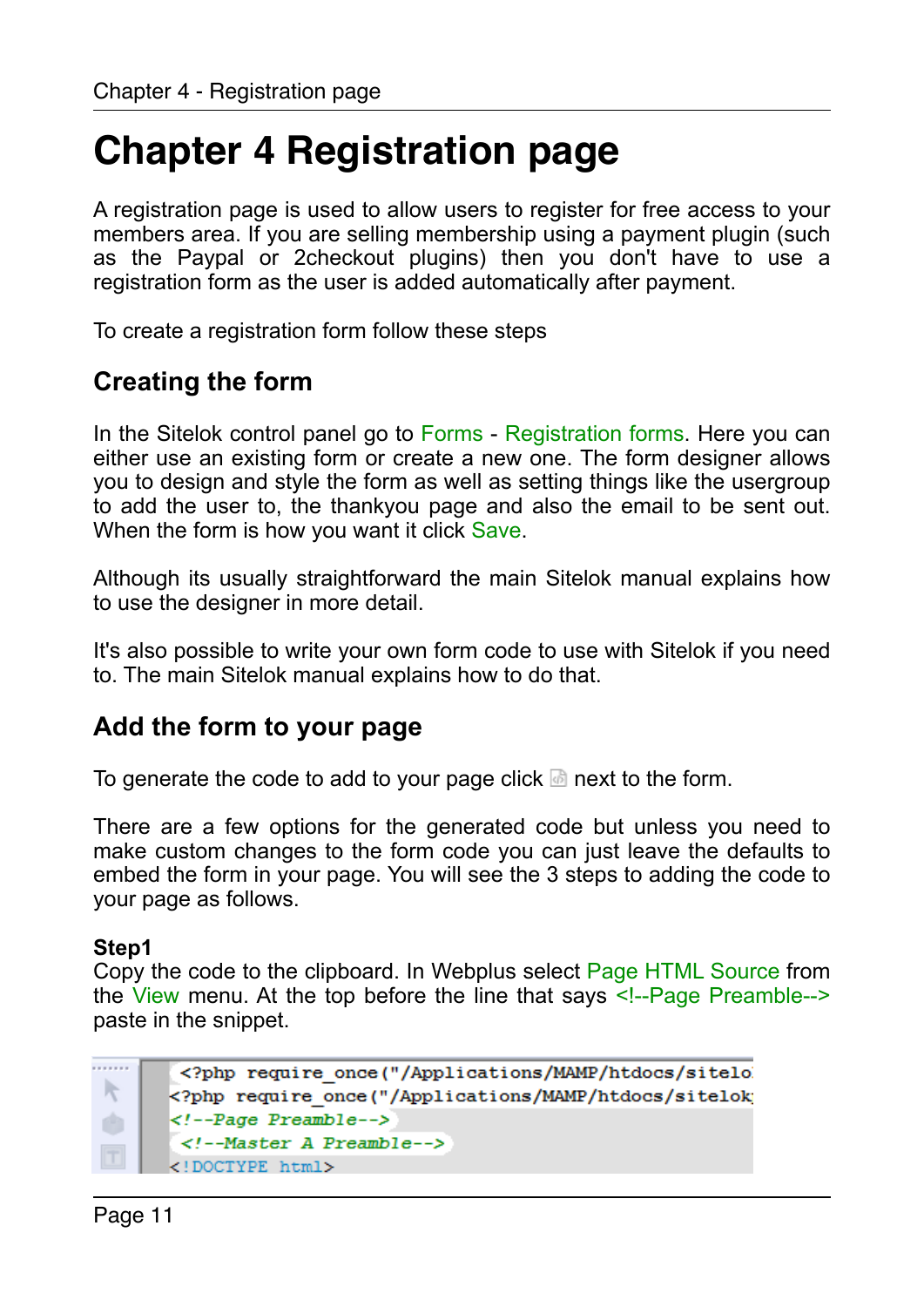# Chapter 4 Registration page

A registration page is used to allow users to register for free access to your members area. If you are selling membership using a payment plugin (such as the Paypal or 2checkout plugins) then you don't have to use a registration form as the user is added automatically after payment.

To create a registration form follow these steps

## Creating the form

In the Sitelok control panel go to Forms - Registration forms. Here you can either use an existing form or create a new one. The form designer allows you to design and style the form as well as setting things like the usergroup to add the user to, the thankyou page and also the email to be sent out. When the form is how you want it click Save.

Although its usually straightforward the main Sitelok manual explains how to use the designer in more detail.

It's also possible to write your own form code to use with Sitelok if you need to. The main Sitelok manual explains how to do that.

## Add the form to your page

To generate the code to add to your page click next to the form.

There are a few options for the generated code but unless you need to make custom changes to the form code you can just leave the defaults to embed the form in your page. You will see the 3 steps to adding the code to your page as follows.

**Step1**
Copy the code to the clipboard. In Webplus select Page HTML Source from the View menu. At the top before the line that says <!--Page Preamble--> paste in the snippet.

```
<?php require_once("/Applications/MAMP/htdocs/sitelo
<?php require_once("/Applications/MAMP/htdocs/sitelok
<!--Page Preamble-->
<!--Master A Preamble-->
<!DOCTYPE html>
```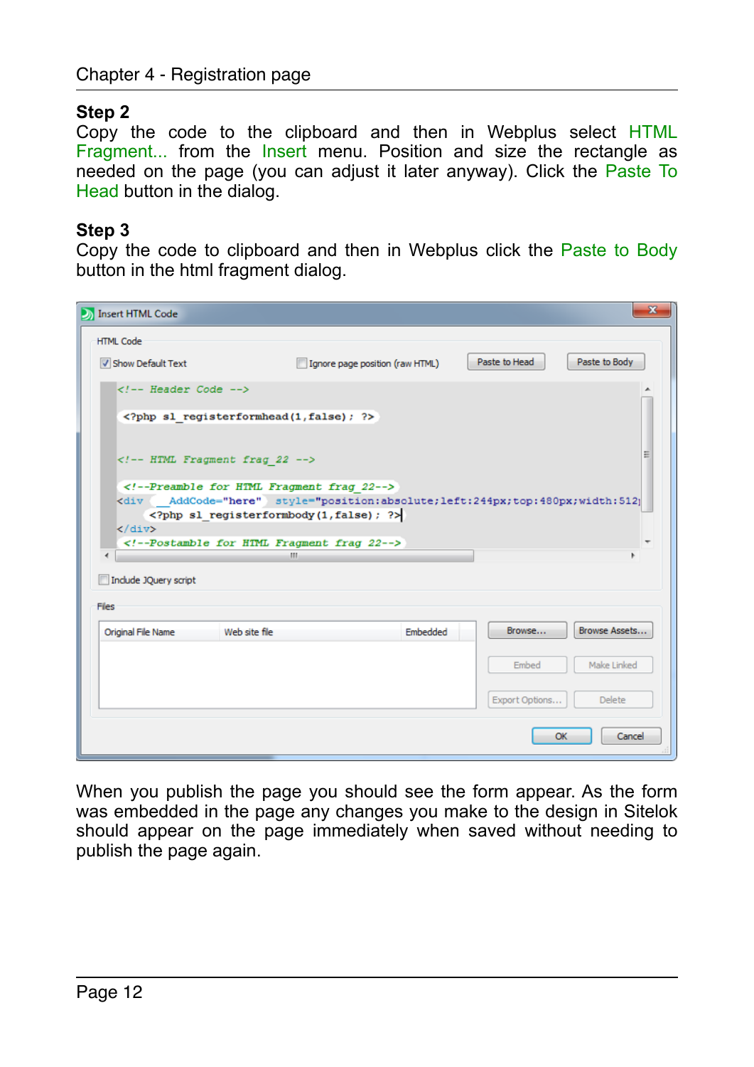### Step 2

Copy the code to the clipboard and then in Webplus select HTML Fragment... from the Insert menu. Position and size the rectangle as needed on the page (you can adjust it later anyway). Click the Paste To Head button in the dialog.

### Step 3

Copy the code to clipboard and then in Webplus click the Paste to Body button in the html fragment dialog.

When you publish the page you should see the form appear. As the form was embedded in the page any changes you make to the design in Sitelok should appear on the page immediately when saved without needing to publish the page again.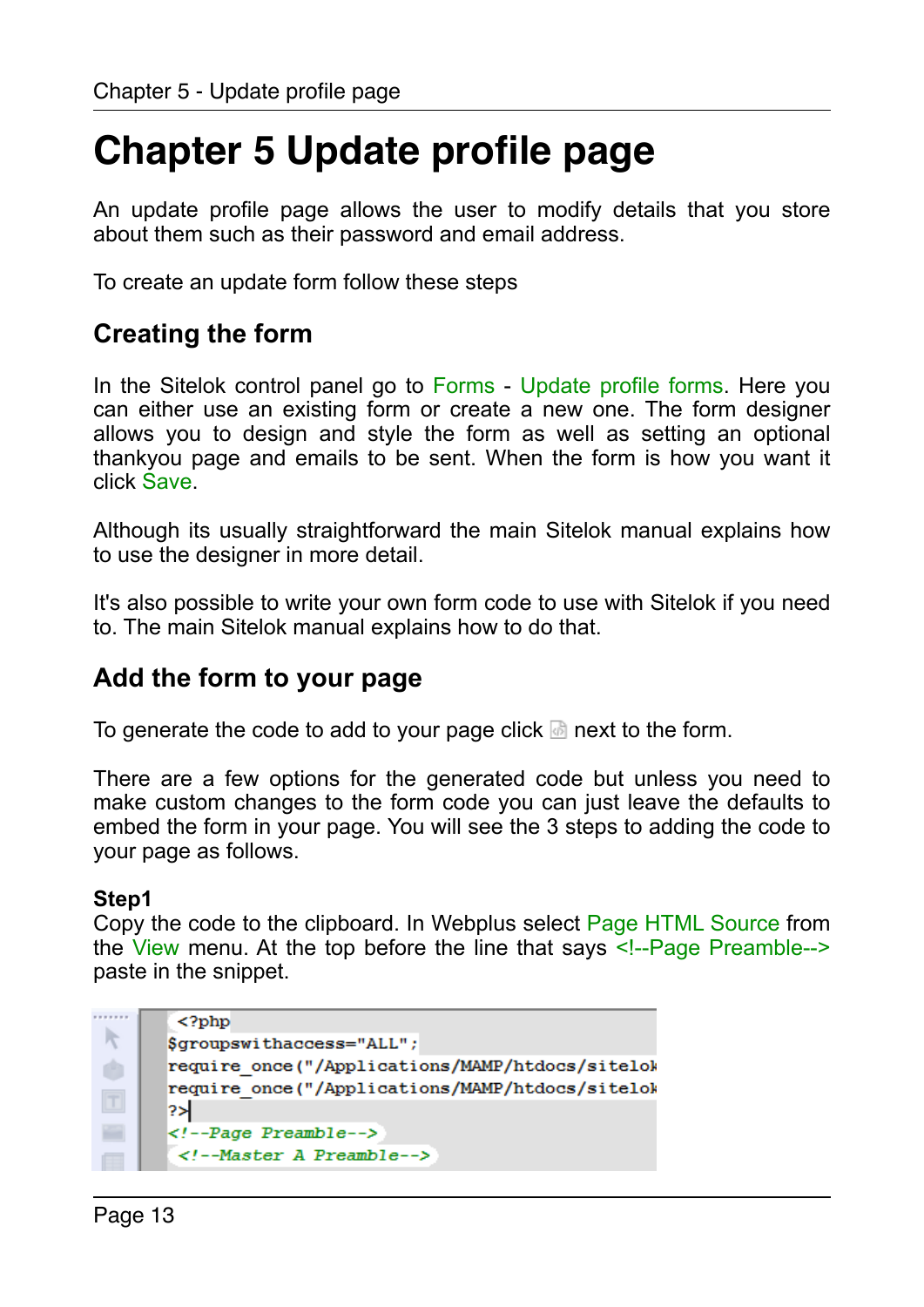# Chapter 5 Update profile page

An update profile page allows the user to modify details that you store about them such as their password and email address.

To create an update form follow these steps

## Creating the form

In the Sitelok control panel go to Forms - Update profile forms. Here you can either use an existing form or create a new one. The form designer allows you to design and style the form as well as setting an optional thankyou page and emails to be sent. When the form is how you want it click Save.

Although its usually straightforward the main Sitelok manual explains how to use the designer in more detail.

It's also possible to write your own form code to use with Sitelok if you need to. The main Sitelok manual explains how to do that.

## Add the form to your page

To generate the code to add to your page click next to the form.

There are a few options for the generated code but unless you need to make custom changes to the form code you can just leave the defaults to embed the form in your page. You will see the 3 steps to adding the code to your page as follows.

**Step1**

Copy the code to the clipboard. In Webplus select Page HTML Source from the View menu. At the top before the line that says <!--Page Preamble--> paste in the snippet.

```
<?php
$groupswithaccess="ALL";
require_once("/Applications/MAMP/htdocs/sitelok
require_once("/Applications/MAMP/htdocs/sitelok
?>
<!--Page Preamble-->
<!--Master A Preamble-->
```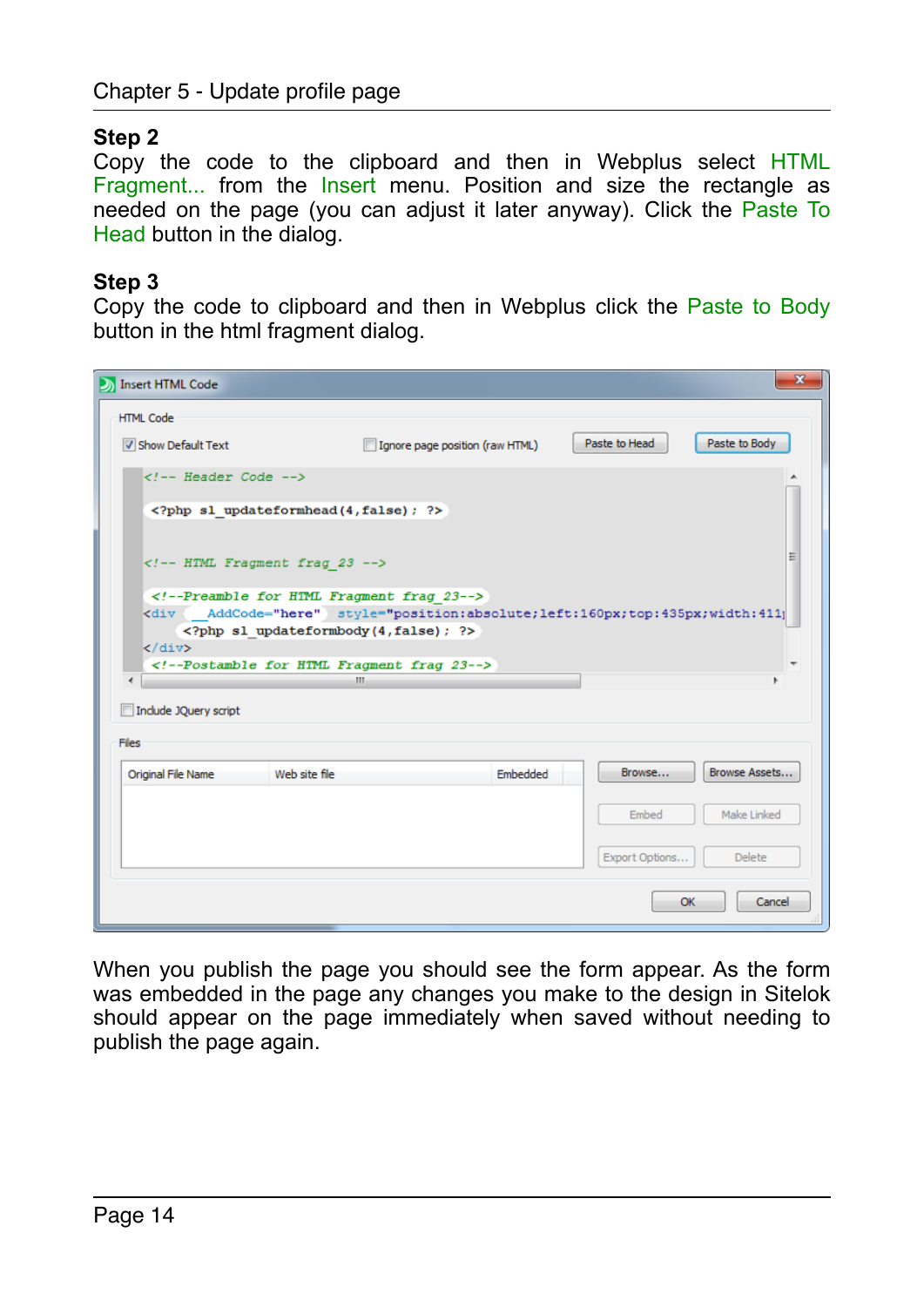**Step 2**
Copy the code to the clipboard and then in Webplus select HTML Fragment... from the Insert menu. Position and size the rectangle as needed on the page (you can adjust it later anyway). Click the Paste To Head button in the dialog.

**Step 3**
Copy the code to clipboard and then in Webplus click the Paste to Body button in the html fragment dialog.

When you publish the page you should see the form appear. As the form was embedded in the page any changes you make to the design in Sitelok should appear on the page immediately when saved without needing to publish the page again.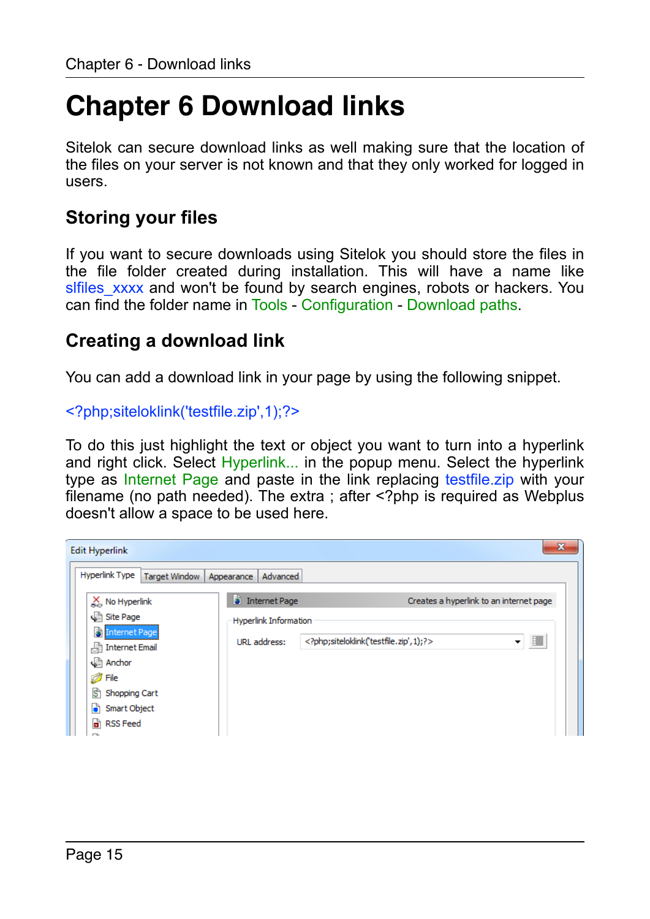# Chapter 6 Download links

Sitelok can secure download links as well making sure that the location of the files on your server is not known and that they only worked for logged in users.

## Storing your files

If you want to secure downloads using Sitelok you should store the files in the file folder created during installation. This will have a name like slfiles_xxxx and won't be found by search engines, robots or hackers. You can find the folder name in Tools - Configuration - Download paths.

## Creating a download link

You can add a download link in your page by using the following snippet.

```
<?php;siteloklink('testfile.zip',1);?>
```

To do this just highlight the text or object you want to turn into a hyperlink and right click. Select Hyperlink... in the popup menu. Select the hyperlink type as Internet Page and paste in the link replacing testfile.zip with your filename (no path needed). The extra ; after <?php is required as Webplus doesn't allow a space to be used here.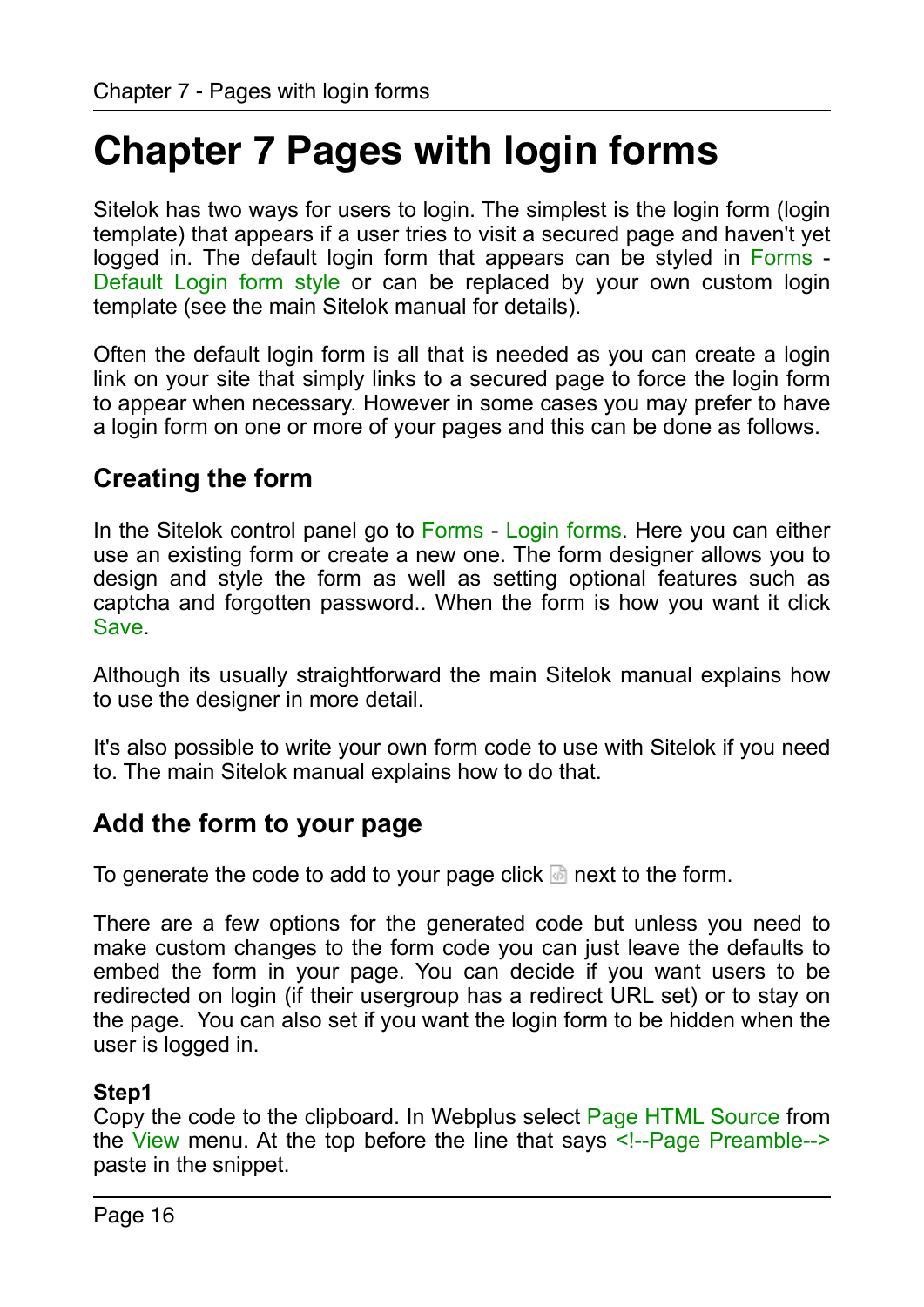# Chapter 7 Pages with login forms

Sitelok has two ways for users to login. The simplest is the login form (login template) that appears if a user tries to visit a secured page and haven't yet logged in. The default login form that appears can be styled in Forms - Default Login form style or can be replaced by your own custom login template (see the main Sitelok manual for details).

Often the default login form is all that is needed as you can create a login link on your site that simply links to a secured page to force the login form to appear when necessary. However in some cases you may prefer to have a login form on one or more of your pages and this can be done as follows.

## Creating the form

In the Sitelok control panel go to Forms - Login forms. Here you can either use an existing form or create a new one. The form designer allows you to design and style the form as well as setting optional features such as captcha and forgotten password.. When the form is how you want it click Save.

Although its usually straightforward the main Sitelok manual explains how to use the designer in more detail.

It's also possible to write your own form code to use with Sitelok if you need to. The main Sitelok manual explains how to do that.

## Add the form to your page

To generate the code to add to your page click next to the form.

There are a few options for the generated code but unless you need to make custom changes to the form code you can just leave the defaults to embed the form in your page. You can decide if you want users to be redirected on login (if their usergroup has a redirect URL set) or to stay on the page. You can also set if you want the login form to be hidden when the user is logged in.

**Step1**
Copy the code to the clipboard. In Webplus select Page HTML Source from the View menu. At the top before the line that says <!--Page Preamble--> paste in the snippet.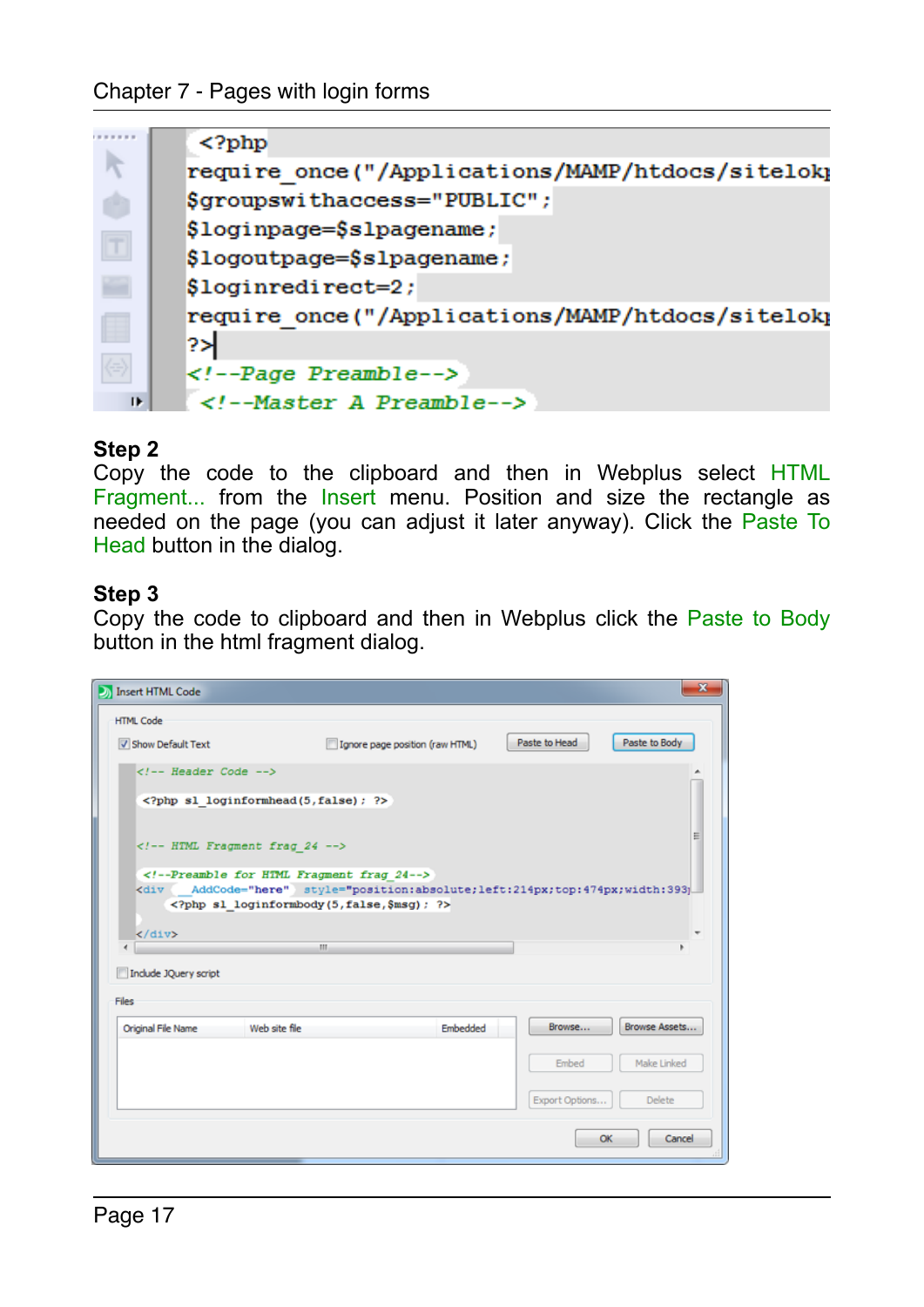```
<?php
require_once("/Applications/MAMP/htdocs/sitelok
$groupswithaccess="PUBLIC";
$loginpage=$slpagename;
$logoutpage=$slpagename;
$loginredirect=2;
require_once("/Applications/MAMP/htdocs/sitelok
?>
<!--Page Preamble-->
<!--Master A Preamble-->
```

**Step 2**
Copy the code to the clipboard and then in Webplus select HTML Fragment... from the Insert menu. Position and size the rectangle as needed on the page (you can adjust it later anyway). Click the Paste To Head button in the dialog.

**Step 3**
Copy the code to clipboard and then in Webplus click the Paste to Body button in the html fragment dialog.

```
<!-- Header Code -->

<?php sl_loginformhead(5,false); ?>

<!-- HTML Fragment frag_24 -->

<!--Preamble for HTML Fragment frag_24-->
<div  AddCode="here"  style="position:absolute;left:214px;top:474px;width:393
  <?php sl_loginformbody(5,false,$msg); ?>

</div>
```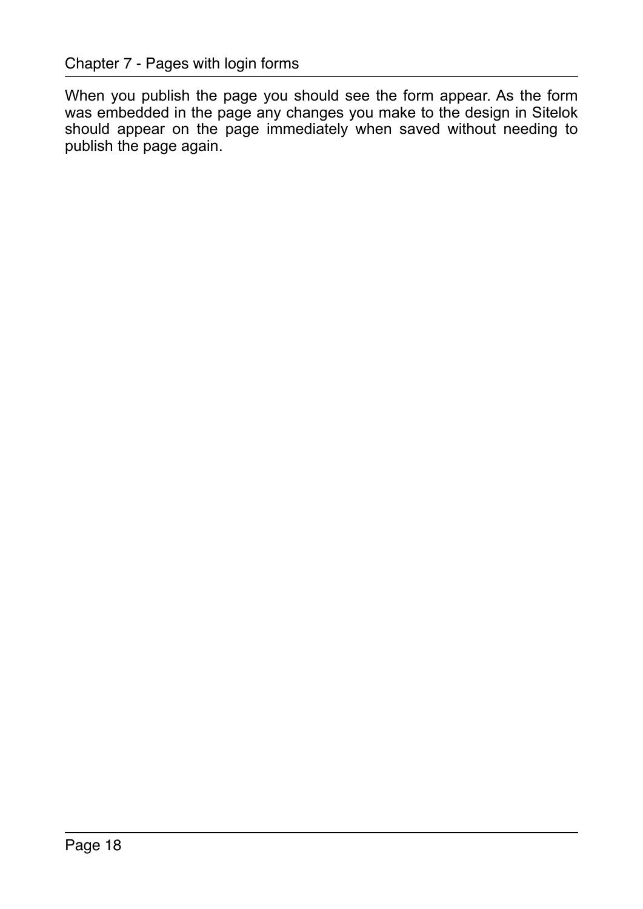When you publish the page you should see the form appear. As the form was embedded in the page any changes you make to the design in Sitelok should appear on the page immediately when saved without needing to publish the page again.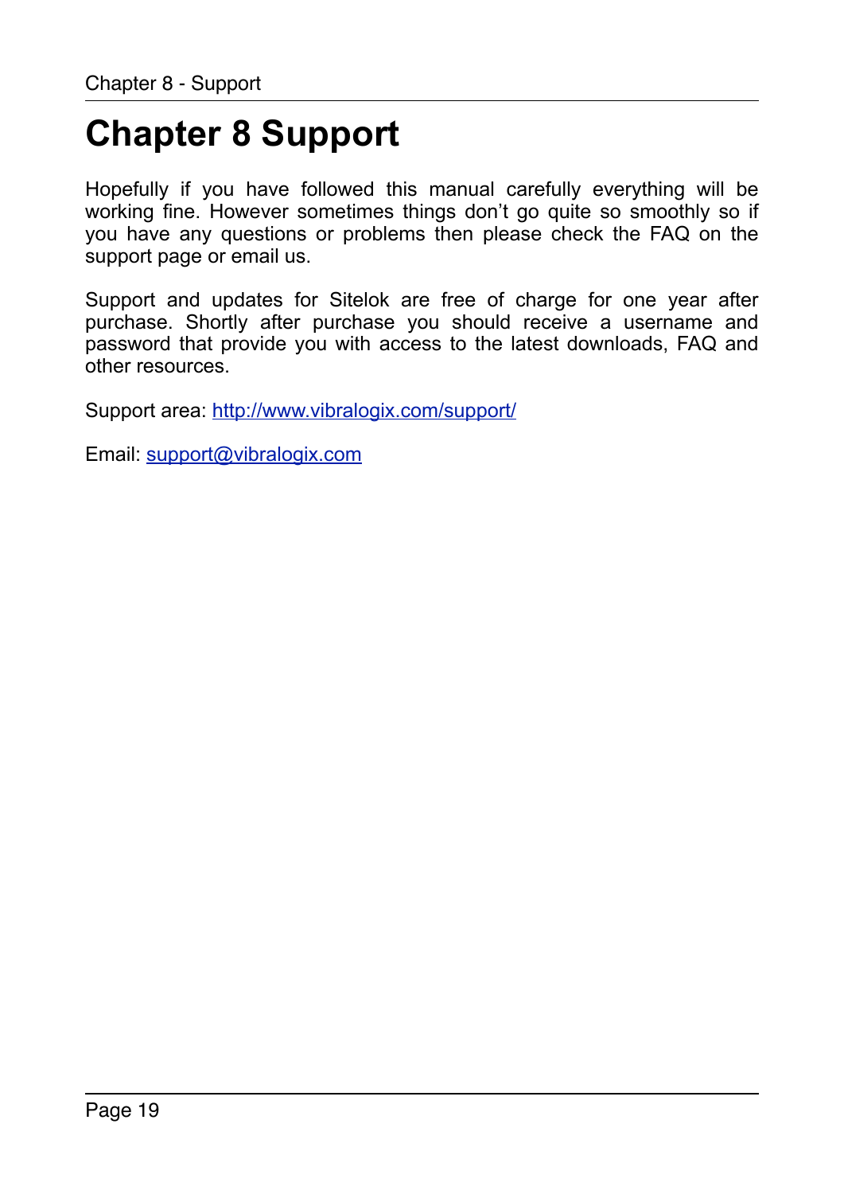# Chapter 8 Support

Hopefully if you have followed this manual carefully everything will be working fine. However sometimes things don't go quite so smoothly so if you have any questions or problems then please check the FAQ on the support page or email us.

Support and updates for Sitelok are free of charge for one year after purchase. Shortly after purchase you should receive a username and password that provide you with access to the latest downloads, FAQ and other resources.

Support area: [http://www.vibralogix.com/support/](http://www.vibralogix.com/support/)

Email: [support@vibralogix.com](mailto:support@vibralogix.com)